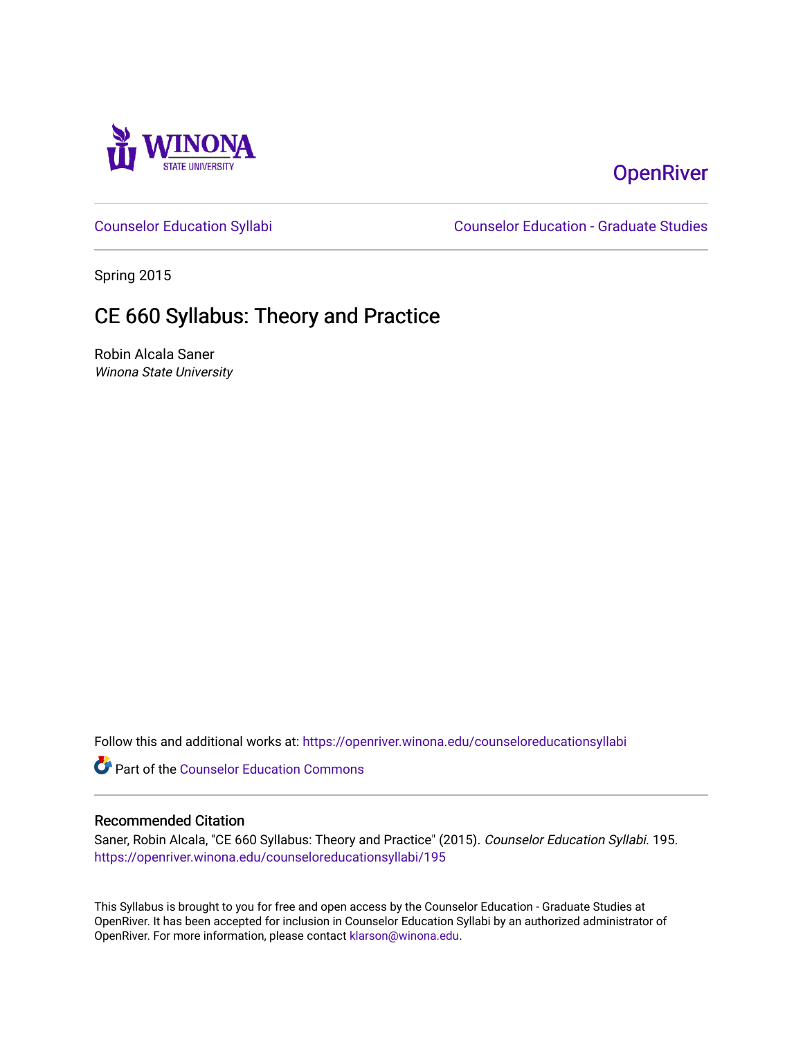Winona State University

OpenRiver

Counselor Education Syllabi | Counselor Education - Graduate Studies

Spring 2015

# CE 660 Syllabus: Theory and Practice

Robin Alcala Saner
*Winona State University*

Follow this and additional works at: https://openriver.winona.edu/counseloreducationsyllabi

Part of the Counselor Education Commons

## Recommended Citation

Saner, Robin Alcala, "CE 660 Syllabus: Theory and Practice" (2015). *Counselor Education Syllabi*. 195.
https://openriver.winona.edu/counseloreducationsyllabi/195

This Syllabus is brought to you for free and open access by the Counselor Education - Graduate Studies at OpenRiver. It has been accepted for inclusion in Counselor Education Syllabi by an authorized administrator of OpenRiver. For more information, please contact klarson@winona.edu.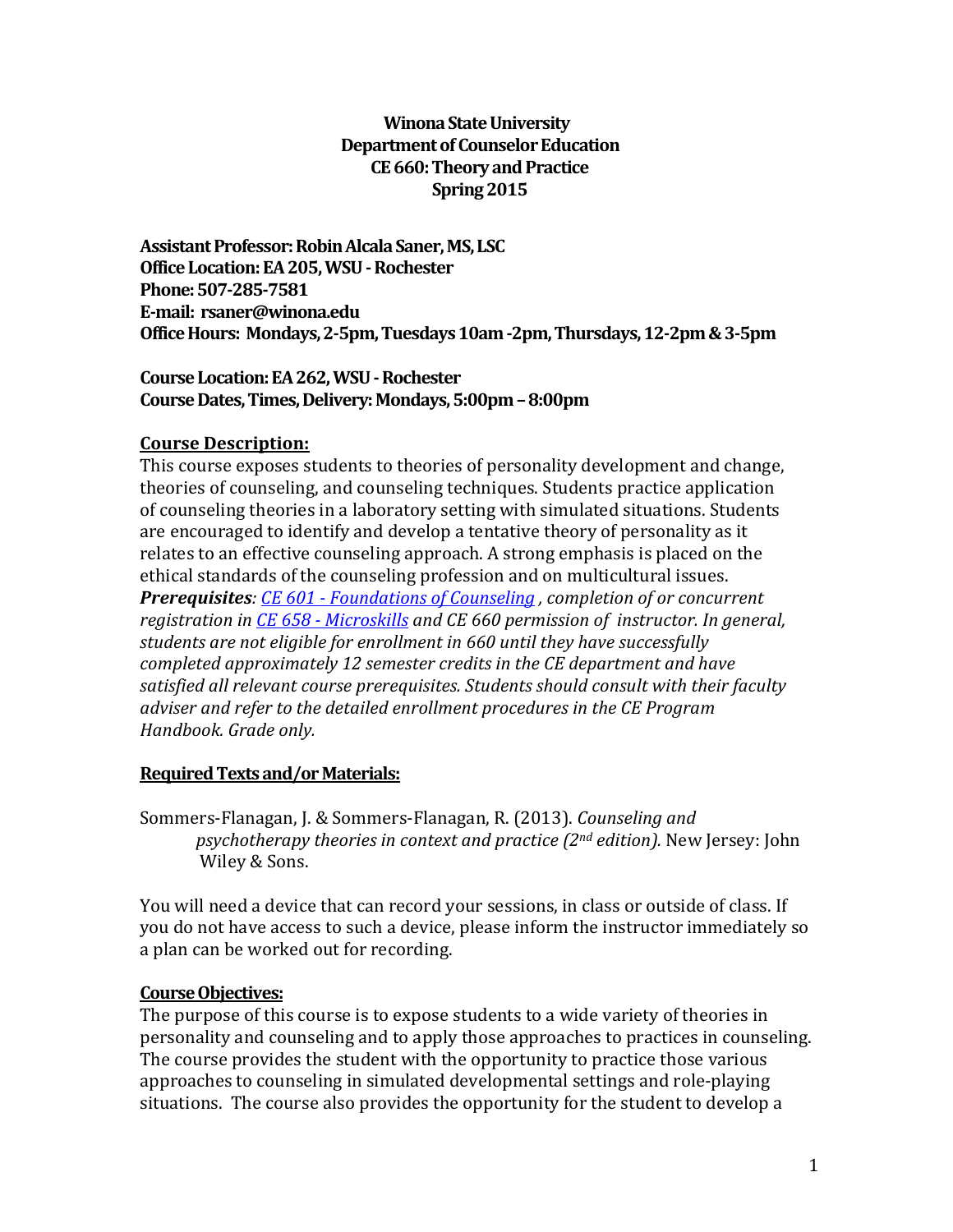**Winona State University**
**Department of Counselor Education**
**CE 660: Theory and Practice**
**Spring 2015**

**Assistant Professor: Robin Alcala Saner, MS, LSC**
**Office Location: EA 205, WSU - Rochester**
**Phone: 507-285-7581**
**E-mail: rsaner@winona.edu**
**Office Hours: Mondays, 2-5pm, Tuesdays 10am -2pm, Thursdays, 12-2pm & 3-5pm**

**Course Location: EA 262, WSU - Rochester**
**Course Dates, Times, Delivery: Mondays, 5:00pm – 8:00pm**

## Course Description:

This course exposes students to theories of personality development and change, theories of counseling, and counseling techniques. Students practice application of counseling theories in a laboratory setting with simulated situations. Students are encouraged to identify and develop a tentative theory of personality as it relates to an effective counseling approach. A strong emphasis is placed on the ethical standards of the counseling profession and on multicultural issues.
***Prerequisites****: CE 601 - Foundations of Counseling , completion of or concurrent registration in CE 658 - Microskills and CE 660 permission of instructor. In general, students are not eligible for enrollment in 660 until they have successfully completed approximately 12 semester credits in the CE department and have satisfied all relevant course prerequisites. Students should consult with their faculty adviser and refer to the detailed enrollment procedures in the CE Program Handbook. Grade only.*

## Required Texts and/or Materials:

Sommers-Flanagan, J. & Sommers-Flanagan, R. (2013). *Counseling and psychotherapy theories in context and practice (2nd edition).* New Jersey: John Wiley & Sons.

You will need a device that can record your sessions, in class or outside of class. If you do not have access to such a device, please inform the instructor immediately so a plan can be worked out for recording.

## Course Objectives:

The purpose of this course is to expose students to a wide variety of theories in personality and counseling and to apply those approaches to practices in counseling. The course provides the student with the opportunity to practice those various approaches to counseling in simulated developmental settings and role-playing situations. The course also provides the opportunity for the student to develop a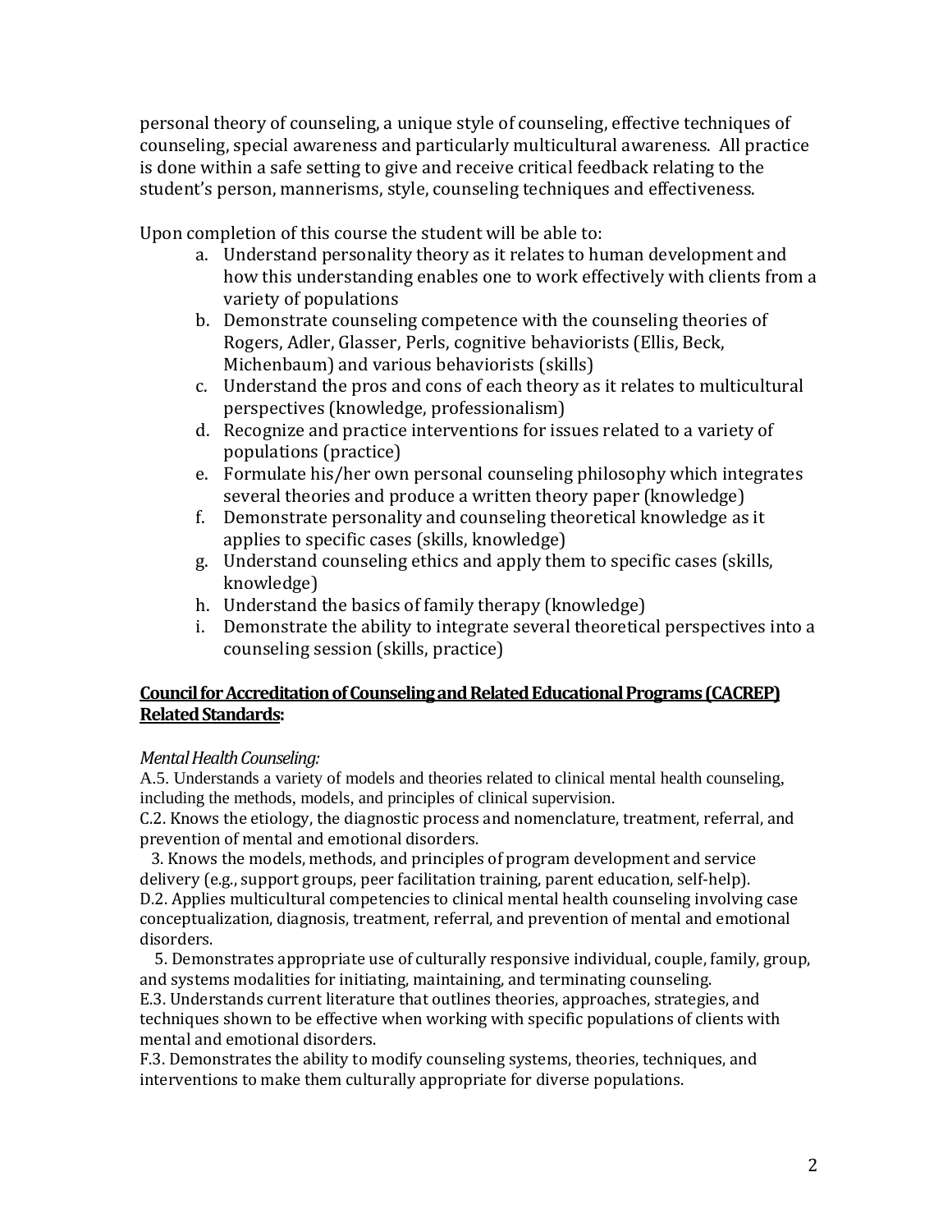personal theory of counseling, a unique style of counseling, effective techniques of counseling, special awareness and particularly multicultural awareness. All practice is done within a safe setting to give and receive critical feedback relating to the student's person, mannerisms, style, counseling techniques and effectiveness.

Upon completion of this course the student will be able to:

a. Understand personality theory as it relates to human development and how this understanding enables one to work effectively with clients from a variety of populations
b. Demonstrate counseling competence with the counseling theories of Rogers, Adler, Glasser, Perls, cognitive behaviorists (Ellis, Beck, Michenbaum) and various behaviorists (skills)
c. Understand the pros and cons of each theory as it relates to multicultural perspectives (knowledge, professionalism)
d. Recognize and practice interventions for issues related to a variety of populations (practice)
e. Formulate his/her own personal counseling philosophy which integrates several theories and produce a written theory paper (knowledge)
f. Demonstrate personality and counseling theoretical knowledge as it applies to specific cases (skills, knowledge)
g. Understand counseling ethics and apply them to specific cases (skills, knowledge)
h. Understand the basics of family therapy (knowledge)
i. Demonstrate the ability to integrate several theoretical perspectives into a counseling session (skills, practice)

**<u>Council for Accreditation of Counseling and Related Educational Programs (CACREP) Related Standards</u>:**

*Mental Health Counseling:*

A.5. Understands a variety of models and theories related to clinical mental health counseling, including the methods, models, and principles of clinical supervision.

C.2. Knows the etiology, the diagnostic process and nomenclature, treatment, referral, and prevention of mental and emotional disorders.

3. Knows the models, methods, and principles of program development and service delivery (e.g., support groups, peer facilitation training, parent education, self-help).

D.2. Applies multicultural competencies to clinical mental health counseling involving case conceptualization, diagnosis, treatment, referral, and prevention of mental and emotional disorders.

5. Demonstrates appropriate use of culturally responsive individual, couple, family, group, and systems modalities for initiating, maintaining, and terminating counseling.

E.3. Understands current literature that outlines theories, approaches, strategies, and techniques shown to be effective when working with specific populations of clients with mental and emotional disorders.

F.3. Demonstrates the ability to modify counseling systems, theories, techniques, and interventions to make them culturally appropriate for diverse populations.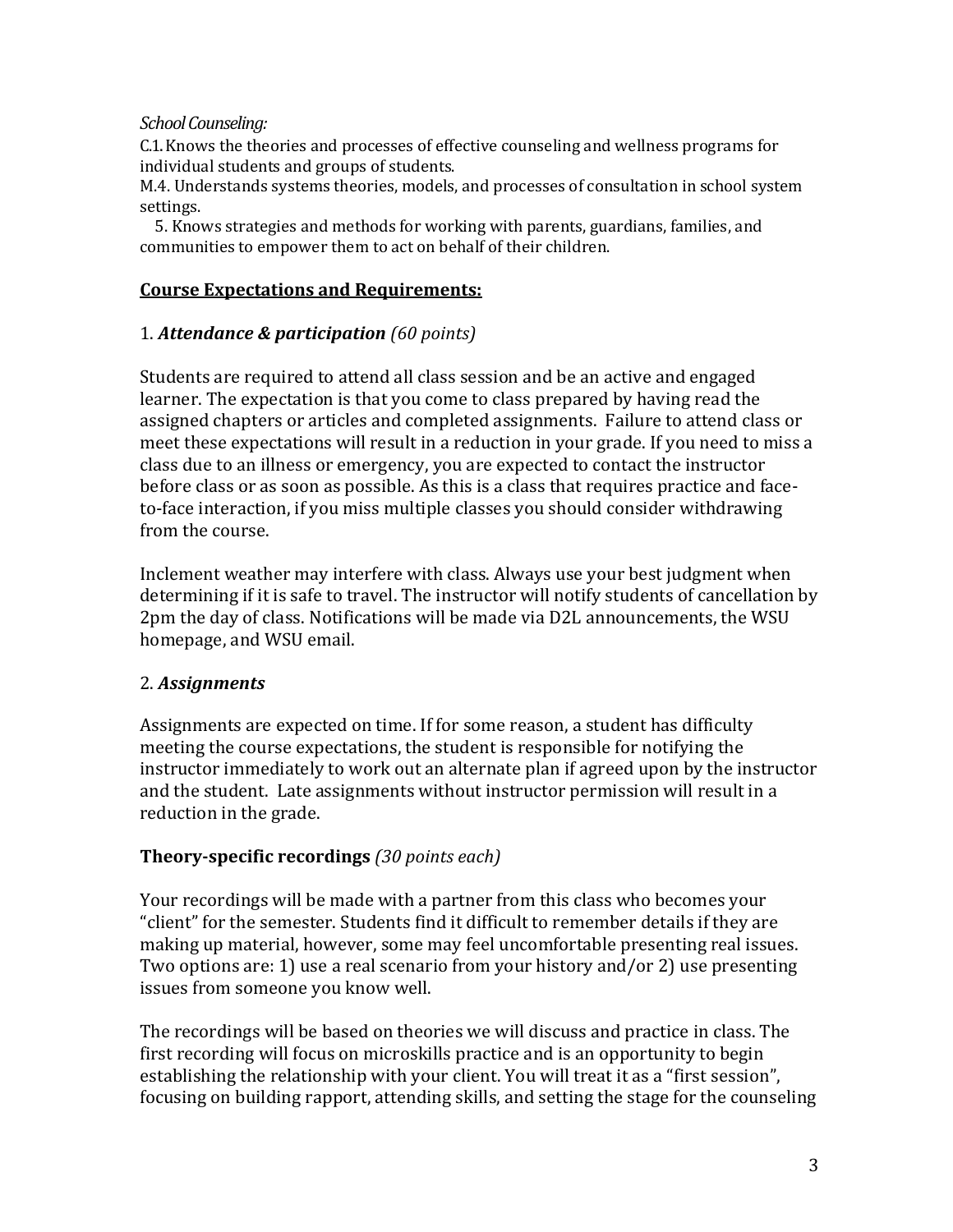*School Counseling:*

C.1. Knows the theories and processes of effective counseling and wellness programs for individual students and groups of students.

M.4. Understands systems theories, models, and processes of consultation in school system settings.

5. Knows strategies and methods for working with parents, guardians, families, and communities to empower them to act on behalf of their children.

## **Course Expectations and Requirements:**

1. ***Attendance & participation*** *(60 points)*

Students are required to attend all class session and be an active and engaged learner. The expectation is that you come to class prepared by having read the assigned chapters or articles and completed assignments. Failure to attend class or meet these expectations will result in a reduction in your grade. If you need to miss a class due to an illness or emergency, you are expected to contact the instructor before class or as soon as possible. As this is a class that requires practice and face-to-face interaction, if you miss multiple classes you should consider withdrawing from the course.

Inclement weather may interfere with class. Always use your best judgment when determining if it is safe to travel. The instructor will notify students of cancellation by 2pm the day of class. Notifications will be made via D2L announcements, the WSU homepage, and WSU email.

2. ***Assignments***

Assignments are expected on time. If for some reason, a student has difficulty meeting the course expectations, the student is responsible for notifying the instructor immediately to work out an alternate plan if agreed upon by the instructor and the student. Late assignments without instructor permission will result in a reduction in the grade.

**Theory-specific recordings** *(30 points each)*

Your recordings will be made with a partner from this class who becomes your "client" for the semester. Students find it difficult to remember details if they are making up material, however, some may feel uncomfortable presenting real issues. Two options are: 1) use a real scenario from your history and/or 2) use presenting issues from someone you know well.

The recordings will be based on theories we will discuss and practice in class. The first recording will focus on microskills practice and is an opportunity to begin establishing the relationship with your client. You will treat it as a "first session", focusing on building rapport, attending skills, and setting the stage for the counseling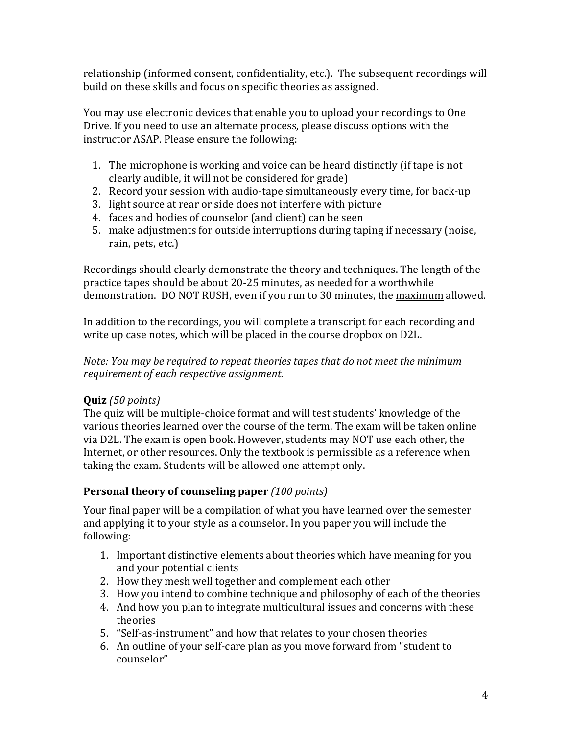relationship (informed consent, confidentiality, etc.). The subsequent recordings will build on these skills and focus on specific theories as assigned.

You may use electronic devices that enable you to upload your recordings to One Drive. If you need to use an alternate process, please discuss options with the instructor ASAP. Please ensure the following:

1. The microphone is working and voice can be heard distinctly (if tape is not clearly audible, it will not be considered for grade)
2. Record your session with audio-tape simultaneously every time, for back-up
3. light source at rear or side does not interfere with picture
4. faces and bodies of counselor (and client) can be seen
5. make adjustments for outside interruptions during taping if necessary (noise, rain, pets, etc.)

Recordings should clearly demonstrate the theory and techniques. The length of the practice tapes should be about 20-25 minutes, as needed for a worthwhile demonstration. DO NOT RUSH, even if you run to 30 minutes, the <u>maximum</u> allowed.

In addition to the recordings, you will complete a transcript for each recording and write up case notes, which will be placed in the course dropbox on D2L.

*Note: You may be required to repeat theories tapes that do not meet the minimum requirement of each respective assignment.*

**Quiz** *(50 points)*
The quiz will be multiple-choice format and will test students' knowledge of the various theories learned over the course of the term. The exam will be taken online via D2L. The exam is open book. However, students may NOT use each other, the Internet, or other resources. Only the textbook is permissible as a reference when taking the exam. Students will be allowed one attempt only.

**Personal theory of counseling paper** *(100 points)*

Your final paper will be a compilation of what you have learned over the semester and applying it to your style as a counselor. In you paper you will include the following:

1. Important distinctive elements about theories which have meaning for you and your potential clients
2. How they mesh well together and complement each other
3. How you intend to combine technique and philosophy of each of the theories
4. And how you plan to integrate multicultural issues and concerns with these theories
5. "Self-as-instrument" and how that relates to your chosen theories
6. An outline of your self-care plan as you move forward from "student to counselor"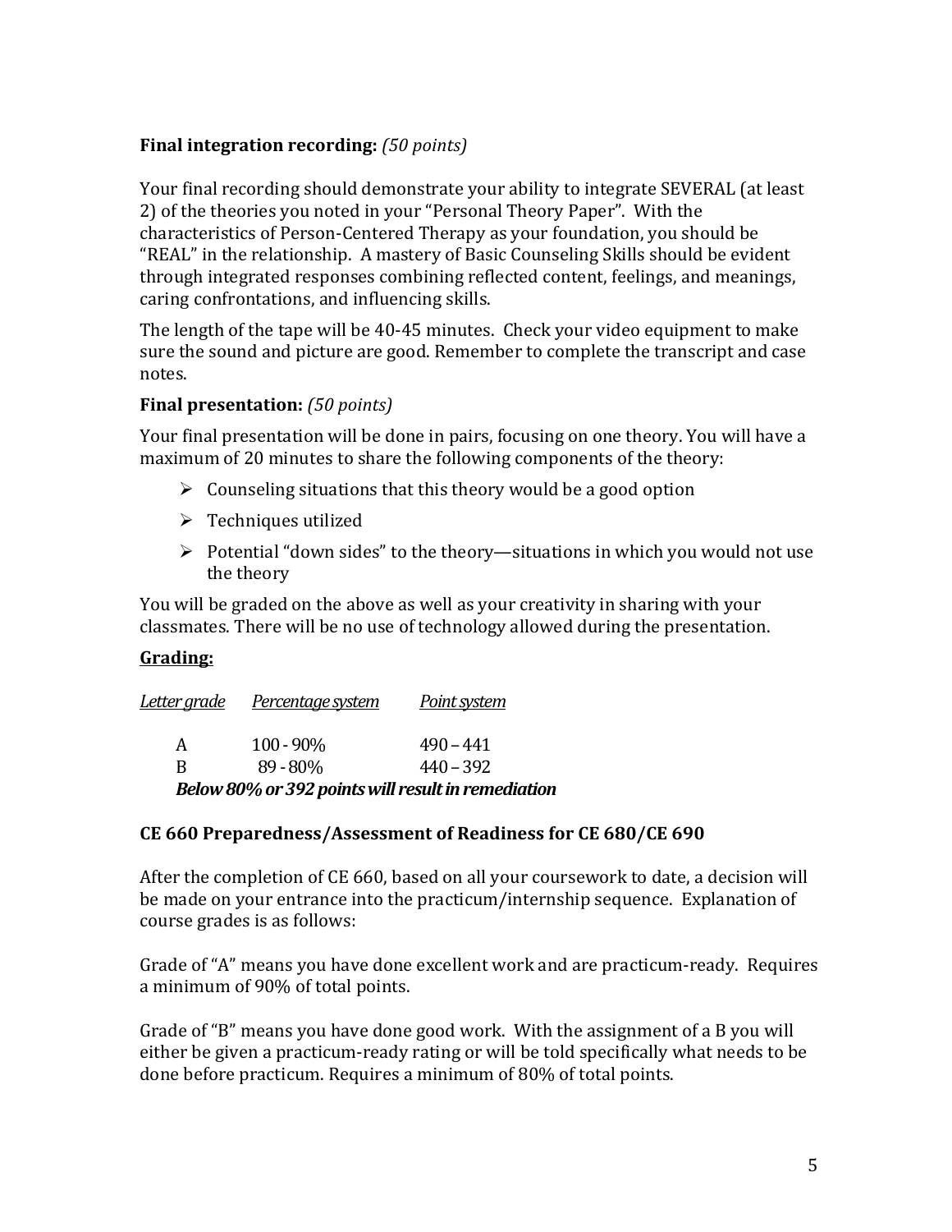**Final integration recording:** *(50 points)*

Your final recording should demonstrate your ability to integrate SEVERAL (at least 2) of the theories you noted in your "Personal Theory Paper". With the characteristics of Person-Centered Therapy as your foundation, you should be "REAL" in the relationship. A mastery of Basic Counseling Skills should be evident through integrated responses combining reflected content, feelings, and meanings, caring confrontations, and influencing skills.

The length of the tape will be 40-45 minutes. Check your video equipment to make sure the sound and picture are good. Remember to complete the transcript and case notes.

**Final presentation:** *(50 points)*

Your final presentation will be done in pairs, focusing on one theory. You will have a maximum of 20 minutes to share the following components of the theory:

- Counseling situations that this theory would be a good option
- Techniques utilized
- Potential "down sides" to the theory—situations in which you would not use the theory

You will be graded on the above as well as your creativity in sharing with your classmates. There will be no use of technology allowed during the presentation.

**<u>Grading:</u>**

| *Letter grade* | *Percentage system* | *Point system* |
|---|---|---|
| A | 100 - 90% | 490 – 441 |
| B | 89 - 80% | 440 – 392 |

***Below 80% or 392 points will result in remediation***

**CE 660 Preparedness/Assessment of Readiness for CE 680/CE 690**

After the completion of CE 660, based on all your coursework to date, a decision will be made on your entrance into the practicum/internship sequence. Explanation of course grades is as follows:

Grade of "A" means you have done excellent work and are practicum-ready. Requires a minimum of 90% of total points.

Grade of "B" means you have done good work. With the assignment of a B you will either be given a practicum-ready rating or will be told specifically what needs to be done before practicum. Requires a minimum of 80% of total points.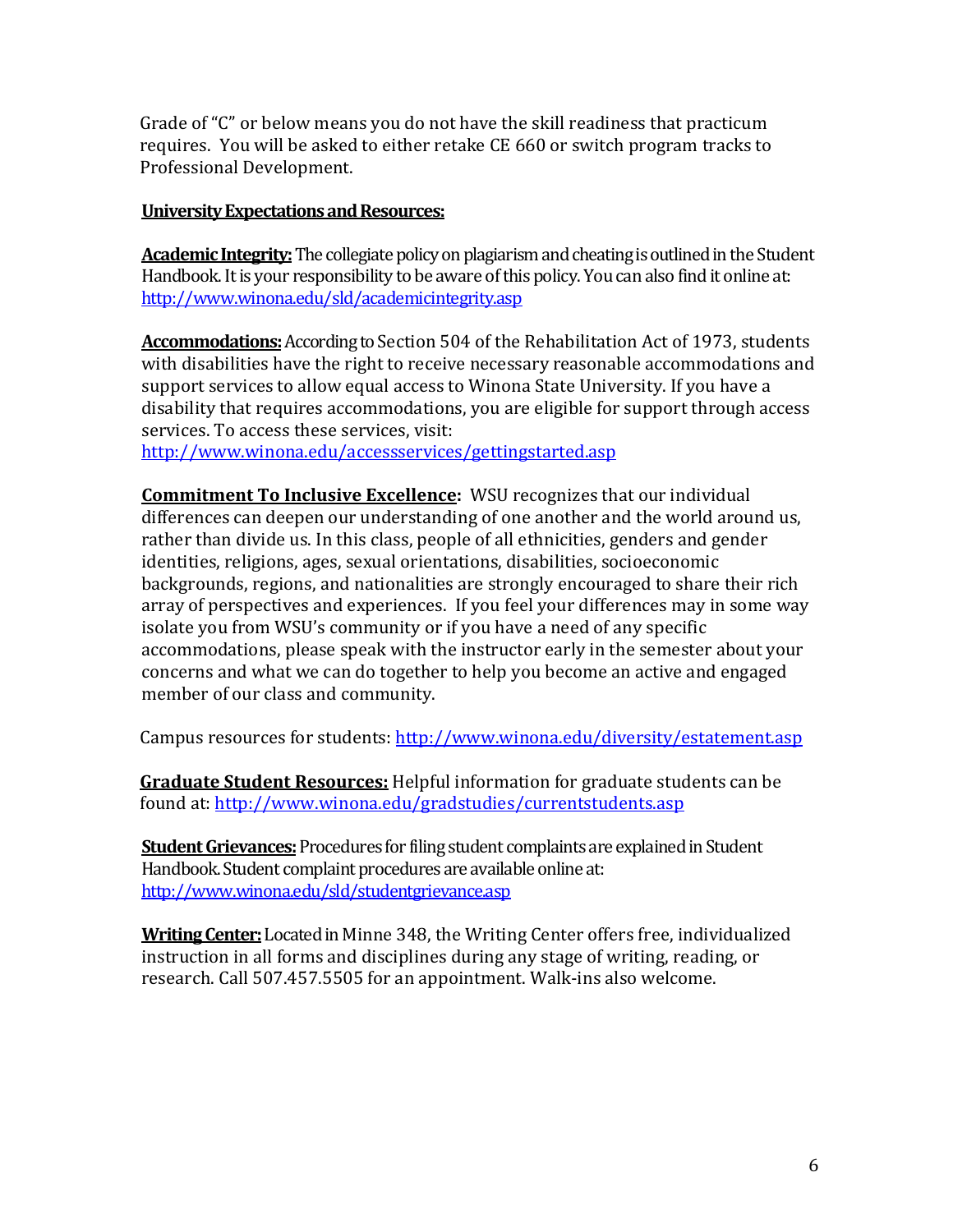Grade of "C" or below means you do not have the skill readiness that practicum requires. You will be asked to either retake CE 660 or switch program tracks to Professional Development.

**University Expectations and Resources:**

**Academic Integrity:** The collegiate policy on plagiarism and cheating is outlined in the Student Handbook. It is your responsibility to be aware of this policy. You can also find it online at: http://www.winona.edu/sld/academicintegrity.asp

**Accommodations:** According to Section 504 of the Rehabilitation Act of 1973, students with disabilities have the right to receive necessary reasonable accommodations and support services to allow equal access to Winona State University. If you have a disability that requires accommodations, you are eligible for support through access services. To access these services, visit: http://www.winona.edu/accessservices/gettingstarted.asp

**Commitment To Inclusive Excellence:** WSU recognizes that our individual differences can deepen our understanding of one another and the world around us, rather than divide us. In this class, people of all ethnicities, genders and gender identities, religions, ages, sexual orientations, disabilities, socioeconomic backgrounds, regions, and nationalities are strongly encouraged to share their rich array of perspectives and experiences. If you feel your differences may in some way isolate you from WSU's community or if you have a need of any specific accommodations, please speak with the instructor early in the semester about your concerns and what we can do together to help you become an active and engaged member of our class and community.

Campus resources for students: http://www.winona.edu/diversity/estatement.asp

**Graduate Student Resources:** Helpful information for graduate students can be found at: http://www.winona.edu/gradstudies/currentstudents.asp

**Student Grievances:** Procedures for filing student complaints are explained in Student Handbook. Student complaint procedures are available online at: http://www.winona.edu/sld/studentgrievance.asp

**Writing Center:** Located in Minne 348, the Writing Center offers free, individualized instruction in all forms and disciplines during any stage of writing, reading, or research. Call 507.457.5505 for an appointment. Walk-ins also welcome.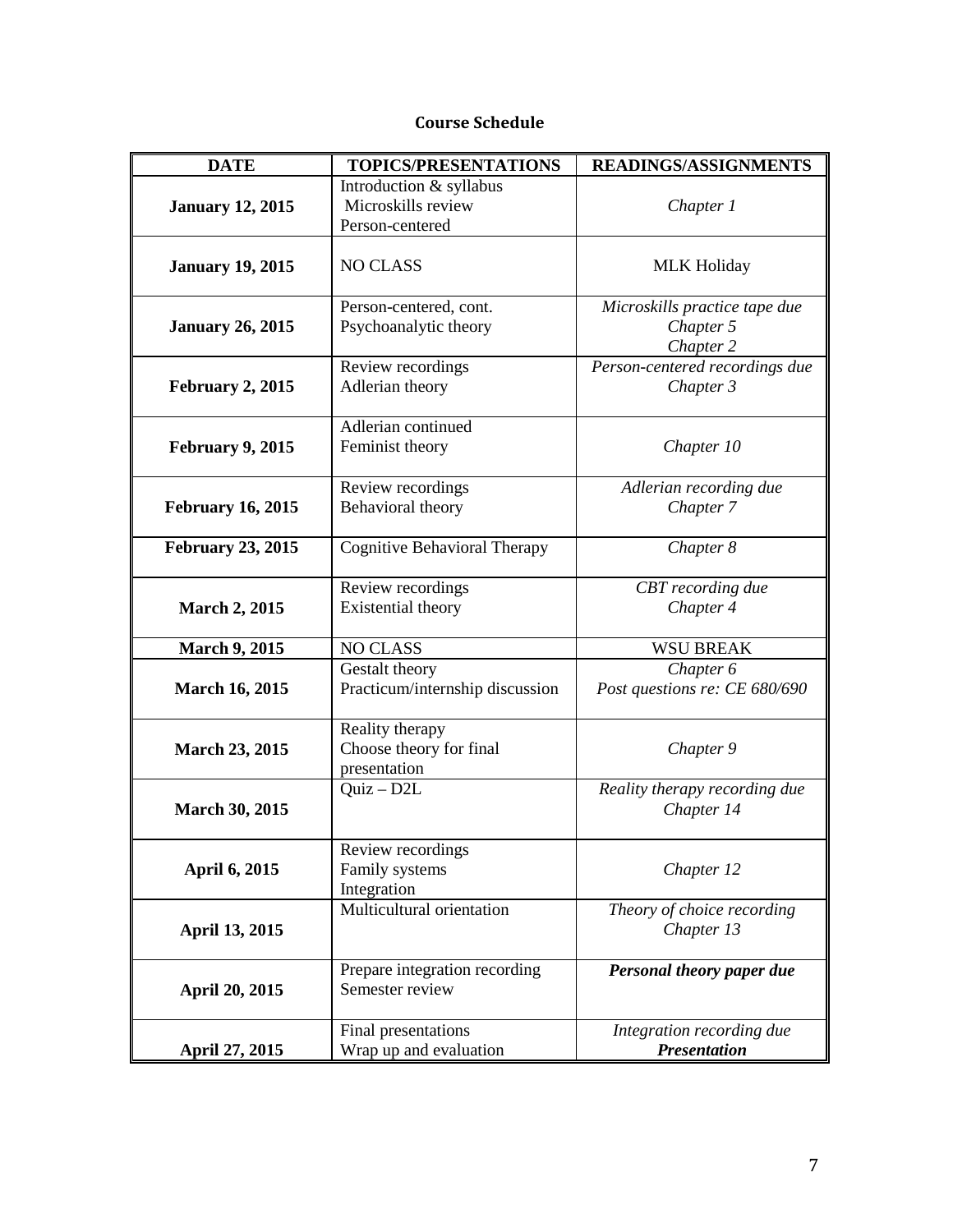## Course Schedule

| DATE | TOPICS/PRESENTATIONS | READINGS/ASSIGNMENTS |
|---|---|---|
| **January 12, 2015** | Introduction & syllabus<br>Microskills review<br>Person-centered | *Chapter 1* |
| **January 19, 2015** | NO CLASS | MLK Holiday |
| **January 26, 2015** | Person-centered, cont.<br>Psychoanalytic theory | *Microskills practice tape due*<br>*Chapter 5*<br>*Chapter 2* |
| **February 2, 2015** | Review recordings<br>Adlerian theory | *Person-centered recordings due*<br>*Chapter 3* |
| **February 9, 2015** | Adlerian continued<br>Feminist theory | *Chapter 10* |
| **February 16, 2015** | Review recordings<br>Behavioral theory | *Adlerian recording due*<br>*Chapter 7* |
| **February 23, 2015** | Cognitive Behavioral Therapy | *Chapter 8* |
| **March 2, 2015** | Review recordings<br>Existential theory | *CBT recording due*<br>*Chapter 4* |
| **March 9, 2015** | NO CLASS | WSU BREAK |
| **March 16, 2015** | Gestalt theory<br>Practicum/internship discussion | *Chapter 6*<br>*Post questions re: CE 680/690* |
| **March 23, 2015** | Reality therapy<br>Choose theory for final presentation | *Chapter 9* |
| **March 30, 2015** | Quiz – D2L | *Reality therapy recording due*<br>*Chapter 14* |
| **April 6, 2015** | Review recordings<br>Family systems<br>Integration | *Chapter 12* |
| **April 13, 2015** | Multicultural orientation | *Theory of choice recording*<br>*Chapter 13* |
| **April 20, 2015** | Prepare integration recording<br>Semester review | ***Personal theory paper due*** |
| **April 27, 2015** | Final presentations<br>Wrap up and evaluation | *Integration recording due*<br>***Presentation*** |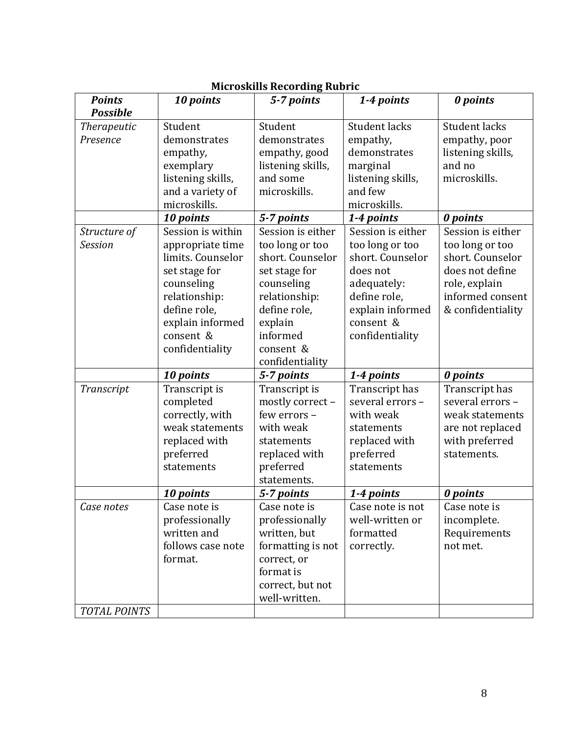**Microskills Recording Rubric**

| ***Points Possible*** | ***10 points*** | ***5-7 points*** | ***1-4 points*** | ***0 points*** |
|---|---|---|---|---|
| *Therapeutic Presence* | Student demonstrates empathy, exemplary listening skills, and a variety of microskills. | Student demonstrates empathy, good listening skills, and some microskills. | Student lacks empathy, demonstrates marginal listening skills, and few microskills. | Student lacks empathy, poor listening skills, and no microskills. |
| | ***10 points*** | ***5-7 points*** | ***1-4 points*** | ***0 points*** |
| *Structure of Session* | Session is within appropriate time limits. Counselor set stage for counseling relationship: define role, explain informed consent & confidentiality | Session is either too long or too short. Counselor set stage for counseling relationship: define role, explain informed consent & confidentiality | Session is either too long or too short. Counselor does not adequately: define role, explain informed consent & confidentiality | Session is either too long or too short. Counselor does not define role, explain informed consent & confidentiality |
| | ***10 points*** | ***5-7 points*** | ***1-4 points*** | ***0 points*** |
| *Transcript* | Transcript is completed correctly, with weak statements replaced with preferred statements | Transcript is mostly correct – few errors – with weak statements replaced with preferred statements. | Transcript has several errors – with weak statements replaced with preferred statements | Transcript has several errors – weak statements are not replaced with preferred statements. |
| | ***10 points*** | ***5-7 points*** | ***1-4 points*** | ***0 points*** |
| *Case notes* | Case note is professionally written and follows case note format. | Case note is professionally written, but formatting is not correct, or format is correct, but not well-written. | Case note is not well-written or formatted correctly. | Case note is incomplete. Requirements not met. |
| *TOTAL POINTS* | | | | |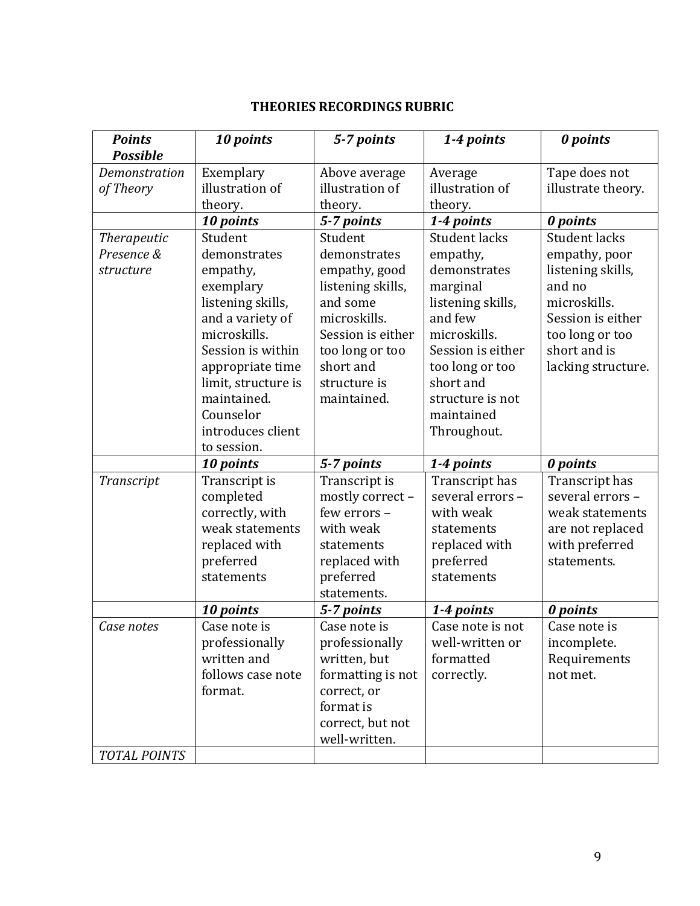## THEORIES RECORDINGS RUBRIC

| ***Points Possible*** | ***10 points*** | ***5-7 points*** | ***1-4 points*** | ***0 points*** |
|---|---|---|---|---|
| *Demonstration of Theory* | Exemplary illustration of theory. | Above average illustration of theory. | Average illustration of theory. | Tape does not illustrate theory. |
| | ***10 points*** | ***5-7 points*** | ***1-4 points*** | ***0 points*** |
| *Therapeutic Presence & structure* | Student demonstrates empathy, exemplary listening skills, and a variety of microskills. Session is within appropriate time limit, structure is maintained. Counselor introduces client to session. | Student demonstrates empathy, good listening skills, and some microskills. Session is either too long or too short and structure is maintained. | Student lacks empathy, demonstrates marginal listening skills, and few microskills. Session is either too long or too short and structure is not maintained Throughout. | Student lacks empathy, poor listening skills, and no microskills. Session is either too long or too short and is lacking structure. |
| | ***10 points*** | ***5-7 points*** | ***1-4 points*** | ***0 points*** |
| *Transcript* | Transcript is completed correctly, with weak statements replaced with preferred statements | Transcript is mostly correct – few errors – with weak statements replaced with preferred statements. | Transcript has several errors – with weak statements replaced with preferred statements | Transcript has several errors – weak statements are not replaced with preferred statements. |
| | ***10 points*** | ***5-7 points*** | ***1-4 points*** | ***0 points*** |
| *Case notes* | Case note is professionally written and follows case note format. | Case note is professionally written, but formatting is not correct, or format is correct, but not well-written. | Case note is not well-written or formatted correctly. | Case note is incomplete. Requirements not met. |
| *TOTAL POINTS* | | | | |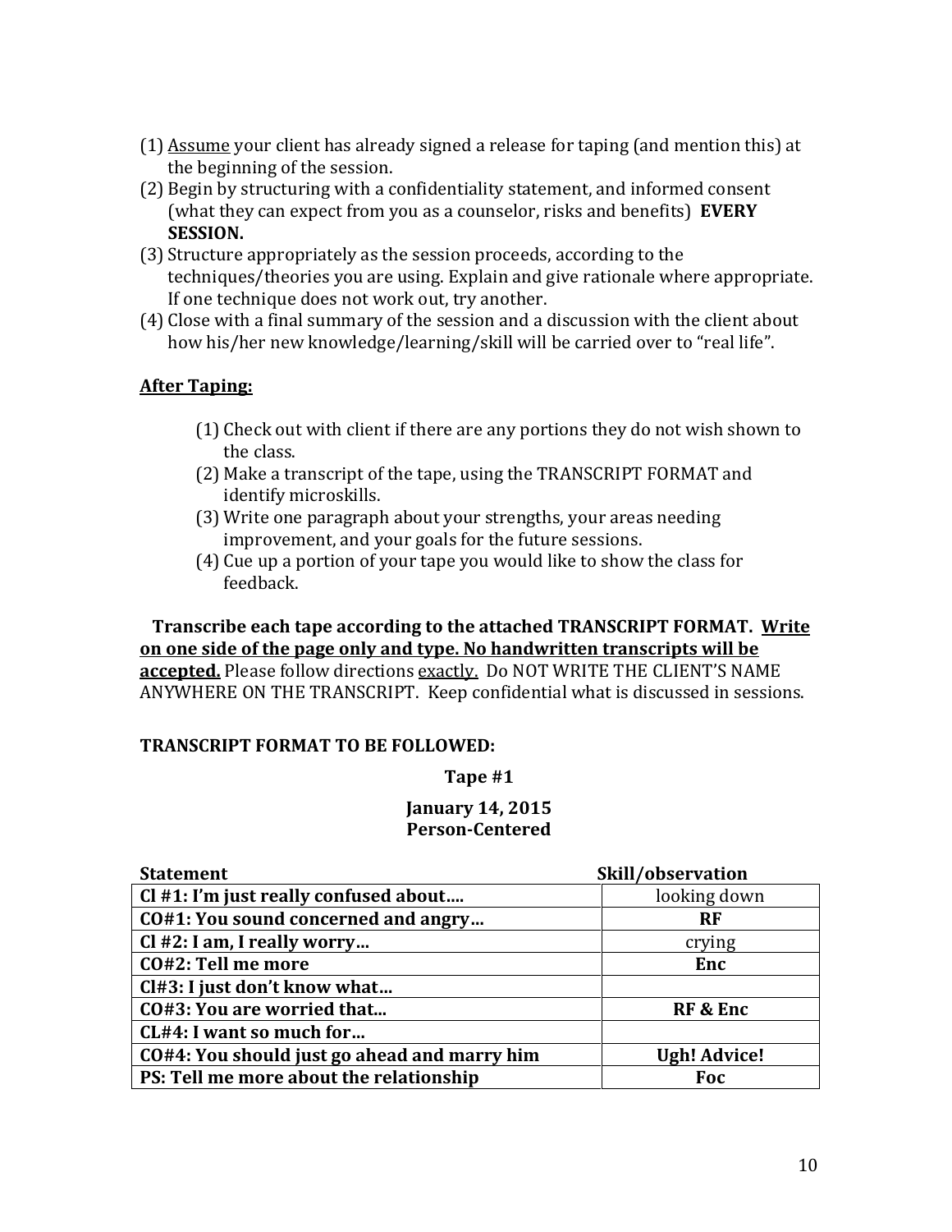(1) Assume your client has already signed a release for taping (and mention this) at the beginning of the session.
(2) Begin by structuring with a confidentiality statement, and informed consent (what they can expect from you as a counselor, risks and benefits) **EVERY SESSION.**
(3) Structure appropriately as the session proceeds, according to the techniques/theories you are using. Explain and give rationale where appropriate. If one technique does not work out, try another.
(4) Close with a final summary of the session and a discussion with the client about how his/her new knowledge/learning/skill will be carried over to "real life".

**After Taping:**

(1) Check out with client if there are any portions they do not wish shown to the class.
(2) Make a transcript of the tape, using the TRANSCRIPT FORMAT and identify microskills.
(3) Write one paragraph about your strengths, your areas needing improvement, and your goals for the future sessions.
(4) Cue up a portion of your tape you would like to show the class for feedback.

**Transcribe each tape according to the attached TRANSCRIPT FORMAT. Write on one side of the page only and type. No handwritten transcripts will be accepted.** Please follow directions exactly. Do NOT WRITE THE CLIENT'S NAME ANYWHERE ON THE TRANSCRIPT. Keep confidential what is discussed in sessions.

**TRANSCRIPT FORMAT TO BE FOLLOWED:**

**Tape #1**

**January 14, 2015**
**Person-Centered**

| Statement | Skill/observation |
|---|---|
| **Cl #1: I'm just really confused about….** | looking down |
| **CO#1: You sound concerned and angry…** | **RF** |
| **Cl #2: I am, I really worry…** | crying |
| **CO#2: Tell me more** | **Enc** |
| **Cl#3: I just don't know what…** | |
| **CO#3: You are worried that…** | **RF & Enc** |
| **CL#4: I want so much for…** | |
| **CO#4: You should just go ahead and marry him** | **Ugh! Advice!** |
| **PS: Tell me more about the relationship** | **Foc** |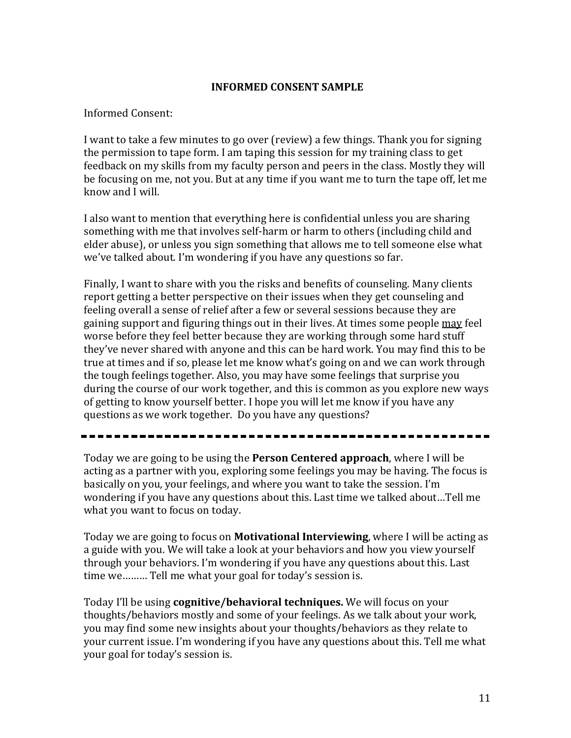## INFORMED CONSENT SAMPLE

Informed Consent:

I want to take a few minutes to go over (review) a few things. Thank you for signing the permission to tape form. I am taping this session for my training class to get feedback on my skills from my faculty person and peers in the class. Mostly they will be focusing on me, not you. But at any time if you want me to turn the tape off, let me know and I will.

I also want to mention that everything here is confidential unless you are sharing something with me that involves self-harm or harm to others (including child and elder abuse), or unless you sign something that allows me to tell someone else what we've talked about. I'm wondering if you have any questions so far.

Finally, I want to share with you the risks and benefits of counseling. Many clients report getting a better perspective on their issues when they get counseling and feeling overall a sense of relief after a few or several sessions because they are gaining support and figuring things out in their lives. At times some people <u>may</u> feel worse before they feel better because they are working through some hard stuff they've never shared with anyone and this can be hard work. You may find this to be true at times and if so, please let me know what's going on and we can work through the tough feelings together. Also, you may have some feelings that surprise you during the course of our work together, and this is common as you explore new ways of getting to know yourself better. I hope you will let me know if you have any questions as we work together. Do you have any questions?

---

Today we are going to be using the **Person Centered approach**, where I will be acting as a partner with you, exploring some feelings you may be having. The focus is basically on you, your feelings, and where you want to take the session. I'm wondering if you have any questions about this. Last time we talked about…Tell me what you want to focus on today.

Today we are going to focus on **Motivational Interviewing**, where I will be acting as a guide with you. We will take a look at your behaviors and how you view yourself through your behaviors. I'm wondering if you have any questions about this. Last time we……… Tell me what your goal for today's session is.

Today I'll be using **cognitive/behavioral techniques.** We will focus on your thoughts/behaviors mostly and some of your feelings. As we talk about your work, you may find some new insights about your thoughts/behaviors as they relate to your current issue. I'm wondering if you have any questions about this. Tell me what your goal for today's session is.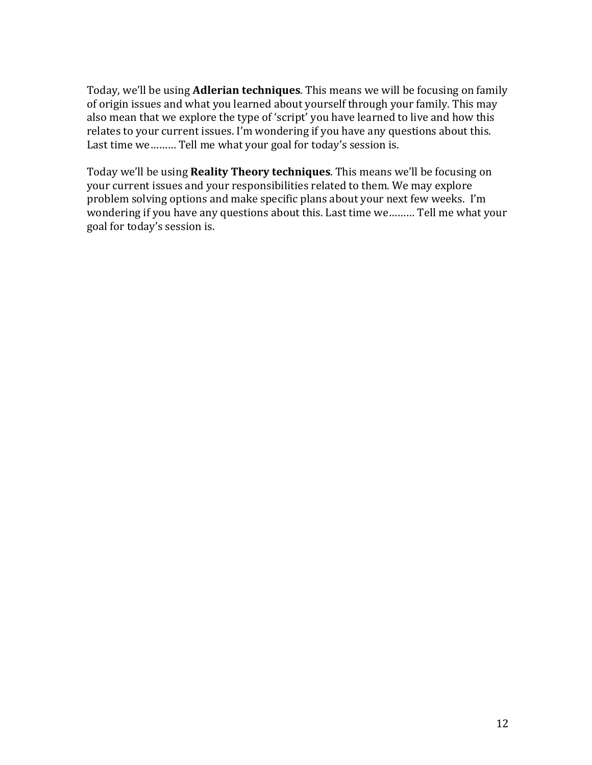Today, we'll be using **Adlerian techniques**. This means we will be focusing on family of origin issues and what you learned about yourself through your family. This may also mean that we explore the type of 'script' you have learned to live and how this relates to your current issues. I'm wondering if you have any questions about this. Last time we……… Tell me what your goal for today's session is.

Today we'll be using **Reality Theory techniques**. This means we'll be focusing on your current issues and your responsibilities related to them. We may explore problem solving options and make specific plans about your next few weeks. I'm wondering if you have any questions about this. Last time we……… Tell me what your goal for today's session is.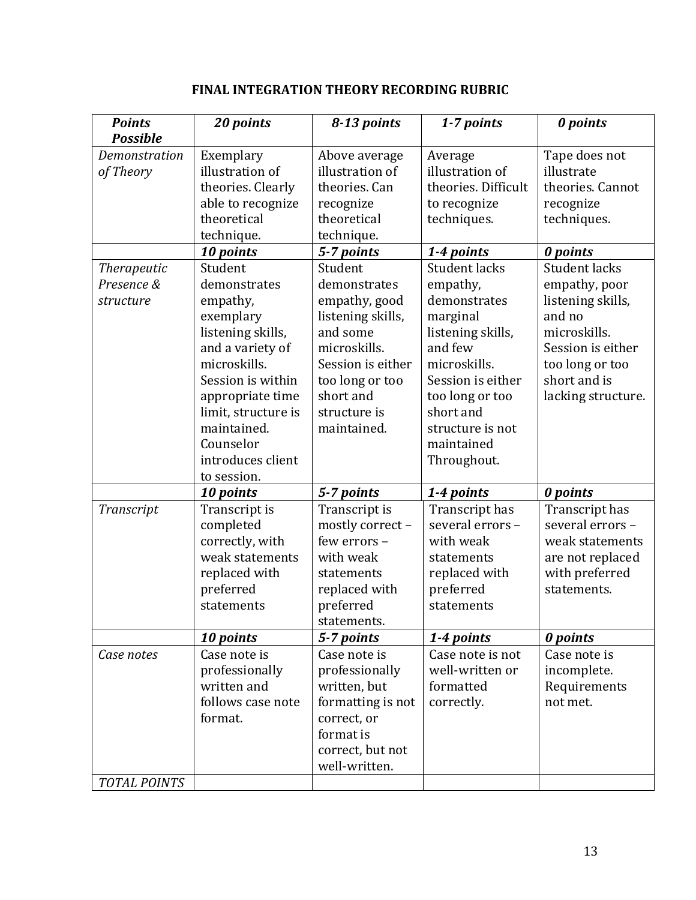## FINAL INTEGRATION THEORY RECORDING RUBRIC

| ***Points Possible*** | ***20 points*** | ***8-13 points*** | ***1-7 points*** | ***0 points*** |
|---|---|---|---|---|
| *Demonstration of Theory* | Exemplary illustration of theories. Clearly able to recognize theoretical technique. | Above average illustration of theories. Can recognize theoretical technique. | Average illustration of theories. Difficult to recognize techniques. | Tape does not illustrate theories. Cannot recognize techniques. |
| | ***10 points*** | ***5-7 points*** | ***1-4 points*** | ***0 points*** |
| *Therapeutic Presence & structure* | Student demonstrates empathy, exemplary listening skills, and a variety of microskills. Session is within appropriate time limit, structure is maintained. Counselor introduces client to session. | Student demonstrates empathy, good listening skills, and some microskills. Session is either too long or too short and structure is maintained. | Student lacks empathy, demonstrates marginal listening skills, and few microskills. Session is either too long or too short and structure is not maintained Throughout. | Student lacks empathy, poor listening skills, and no microskills. Session is either too long or too short and is lacking structure. |
| | ***10 points*** | ***5-7 points*** | ***1-4 points*** | ***0 points*** |
| *Transcript* | Transcript is completed correctly, with weak statements replaced with preferred statements | Transcript is mostly correct – few errors – with weak statements replaced with preferred statements. | Transcript has several errors – with weak statements replaced with preferred statements | Transcript has several errors – weak statements are not replaced with preferred statements. |
| | ***10 points*** | ***5-7 points*** | ***1-4 points*** | ***0 points*** |
| *Case notes* | Case note is professionally written and follows case note format. | Case note is professionally written, but formatting is not correct, or format is correct, but not well-written. | Case note is not well-written or formatted correctly. | Case note is incomplete. Requirements not met. |
| *TOTAL POINTS* | | | | |